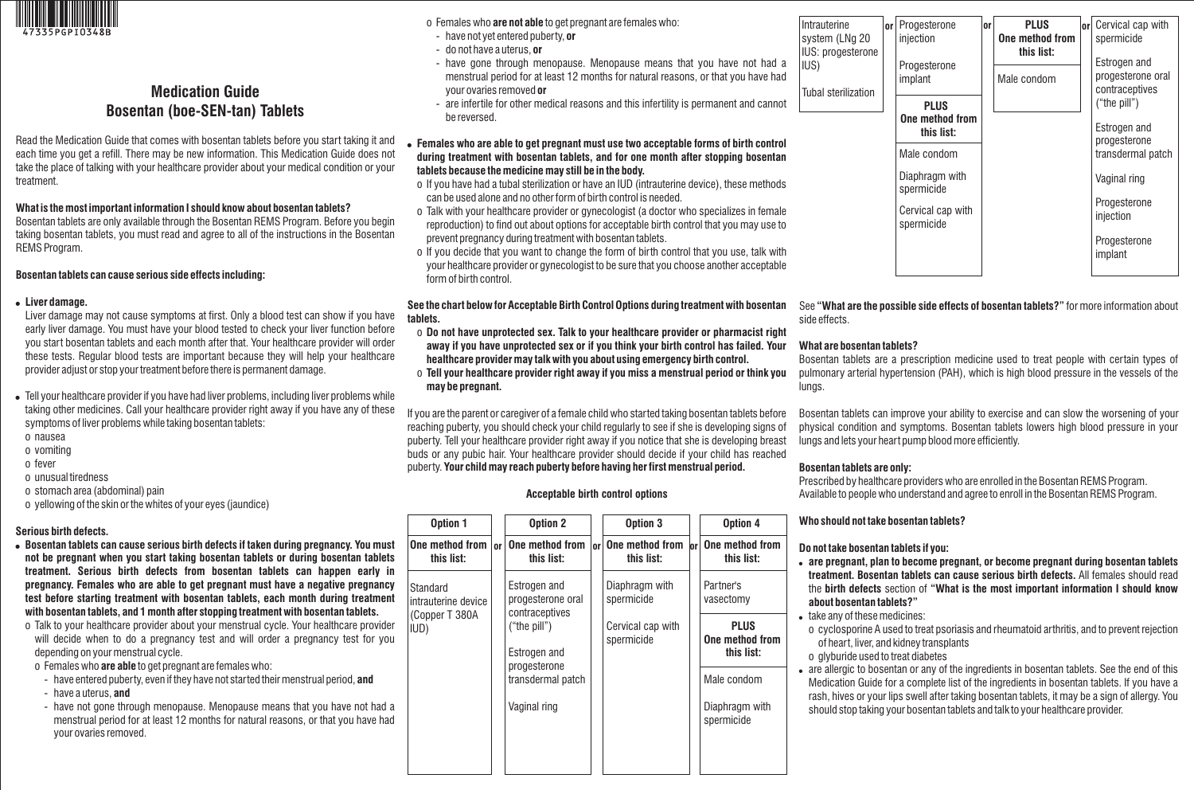# Medication Guide
# Bosentan (boe-SEN-tan) Tablets

Read the Medication Guide that comes with bosentan tablets before you start taking it and each time you get a refill. There may be new information. This Medication Guide does not take the place of talking with your healthcare provider about your medical condition or your treatment.

**What is the most important information I should know about bosentan tablets?**

Bosentan tablets are only available through the Bosentan REMS Program. Before you begin taking bosentan tablets, you must read and agree to all of the instructions in the Bosentan REMS Program.

**Bosentan tablets can cause serious side effects including:**

- **Liver damage.**
  Liver damage may not cause symptoms at first. Only a blood test can show if you have early liver damage. You must have your blood tested to check your liver function before you start bosentan tablets and each month after that. Your healthcare provider will order these tests. Regular blood tests are important because they will help your healthcare provider adjust or stop your treatment before there is permanent damage.
- Tell your healthcare provider if you have had liver problems, including liver problems while taking other medicines. Call your healthcare provider right away if you have any of these symptoms of liver problems while taking bosentan tablets:
  - o nausea
  - o vomiting
  - o fever
  - o unusual tiredness
  - o stomach area (abdominal) pain
  - o yellowing of the skin or the whites of your eyes (jaundice)

**Serious birth defects.**

- **Bosentan tablets can cause serious birth defects if taken during pregnancy. You must not be pregnant when you start taking bosentan tablets or during bosentan tablets treatment. Serious birth defects from bosentan tablets can happen early in pregnancy. Females who are able to get pregnant must have a negative pregnancy test before starting treatment with bosentan tablets, each month during treatment with bosentan tablets, and 1 month after stopping treatment with bosentan tablets.**
  - o Talk to your healthcare provider about your menstrual cycle. Your healthcare provider will decide when to do a pregnancy test and will order a pregnancy test for you depending on your menstrual cycle.
  - o Females who **are able** to get pregnant are females who:
    - have entered puberty, even if they have not started their menstrual period, **and**
    - have a uterus, **and**
    - have not gone through menopause. Menopause means that you have not had a menstrual period for at least 12 months for natural reasons, or that you have had your ovaries removed.
  - o Females who **are not able** to get pregnant are females who:
    - have not yet entered puberty, **or**
    - do not have a uterus, **or**
    - have gone through menopause. Menopause means that you have not had a menstrual period for at least 12 months for natural reasons, or that you have had your ovaries removed **or**
    - are infertile for other medical reasons and this infertility is permanent and cannot be reversed.
- **Females who are able to get pregnant must use two acceptable forms of birth control during treatment with bosentan tablets, and for one month after stopping bosentan tablets because the medicine may still be in the body.**
  - o If you have had a tubal sterilization or have an IUD (intrauterine device), these methods can be used alone and no other form of birth control is needed.
  - o Talk with your healthcare provider or gynecologist (a doctor who specializes in female reproduction) to find out about options for acceptable birth control that you may use to prevent pregnancy during treatment with bosentan tablets.
  - o If you decide that you want to change the form of birth control that you use, talk with your healthcare provider or gynecologist to be sure that you choose another acceptable form of birth control.

**See the chart below for Acceptable Birth Control Options during treatment with bosentan tablets.**

- o **Do not have unprotected sex. Talk to your healthcare provider or pharmacist right away if you have unprotected sex or if you think your birth control has failed. Your healthcare provider may talk with you about using emergency birth control.**
- o **Tell your healthcare provider right away if you miss a menstrual period or think you may be pregnant.**

If you are the parent or caregiver of a female child who started taking bosentan tablets before reaching puberty, you should check your child regularly to see if she is developing signs of puberty. Tell your healthcare provider right away if you notice that she is developing breast buds or any pubic hair. Your healthcare provider should decide if your child has reached puberty. **Your child may reach puberty before having her first menstrual period.**

**Acceptable birth control options**

| Option 1 | | Option 2 | | Option 3 | | Option 4 |
|---|---|---|---|---|---|---|
| **One method from this list:** | or | **One method from this list:** | or | **One method from this list:** | or | **One method from this list:** |
| Standard intrauterine device (Copper T 380A IUD)<br>Intrauterine system (LNg 20 IUS: progesterone IUS)<br>Tubal sterilization | | Estrogen and progesterone oral contraceptives ("the pill")<br>Estrogen and progesterone transdermal patch<br>Vaginal ring<br>Progesterone injection<br>Progesterone implant | | Diaphragm with spermicide<br>Cervical cap with spermicide | | Partner's vasectomy |
| | | **PLUS One method from this list:** | | **PLUS One method from this list:** | | **PLUS One method from this list:** |
| | | Male condom<br>Diaphragm with spermicide<br>Cervical cap with spermicide | | Male condom | | Male condom<br>Diaphragm with spermicide<br>Cervical cap with spermicide<br>Estrogen and progesterone oral contraceptives ("the pill")<br>Estrogen and progesterone transdermal patch<br>Vaginal ring<br>Progesterone injection<br>Progesterone implant |

See **"What are the possible side effects of bosentan tablets?"** for more information about side effects.

**What are bosentan tablets?**

Bosentan tablets are a prescription medicine used to treat people with certain types of pulmonary arterial hypertension (PAH), which is high blood pressure in the vessels of the lungs.

Bosentan tablets can improve your ability to exercise and can slow the worsening of your physical condition and symptoms. Bosentan tablets lowers high blood pressure in your lungs and lets your heart pump blood more efficiently.

**Bosentan tablets are only:**

Prescribed by healthcare providers who are enrolled in the Bosentan REMS Program.
Available to people who understand and agree to enroll in the Bosentan REMS Program.

**Who should not take bosentan tablets?**

**Do not take bosentan tablets if you:**

- **are pregnant, plan to become pregnant, or become pregnant during bosentan tablets treatment. Bosentan tablets can cause serious birth defects.** All females should read the **birth defects** section of **"What is the most important information I should know about bosentan tablets?"**
- take any of these medicines:
  - o cyclosporine A used to treat psoriasis and rheumatoid arthritis, and to prevent rejection of heart, liver, and kidney transplants
  - o glyburide used to treat diabetes
- are allergic to bosentan or any of the ingredients in bosentan tablets. See the end of this Medication Guide for a complete list of the ingredients in bosentan tablets. If you have a rash, hives or your lips swell after taking bosentan tablets, it may be a sign of allergy. You should stop taking your bosentan tablets and talk to your healthcare provider.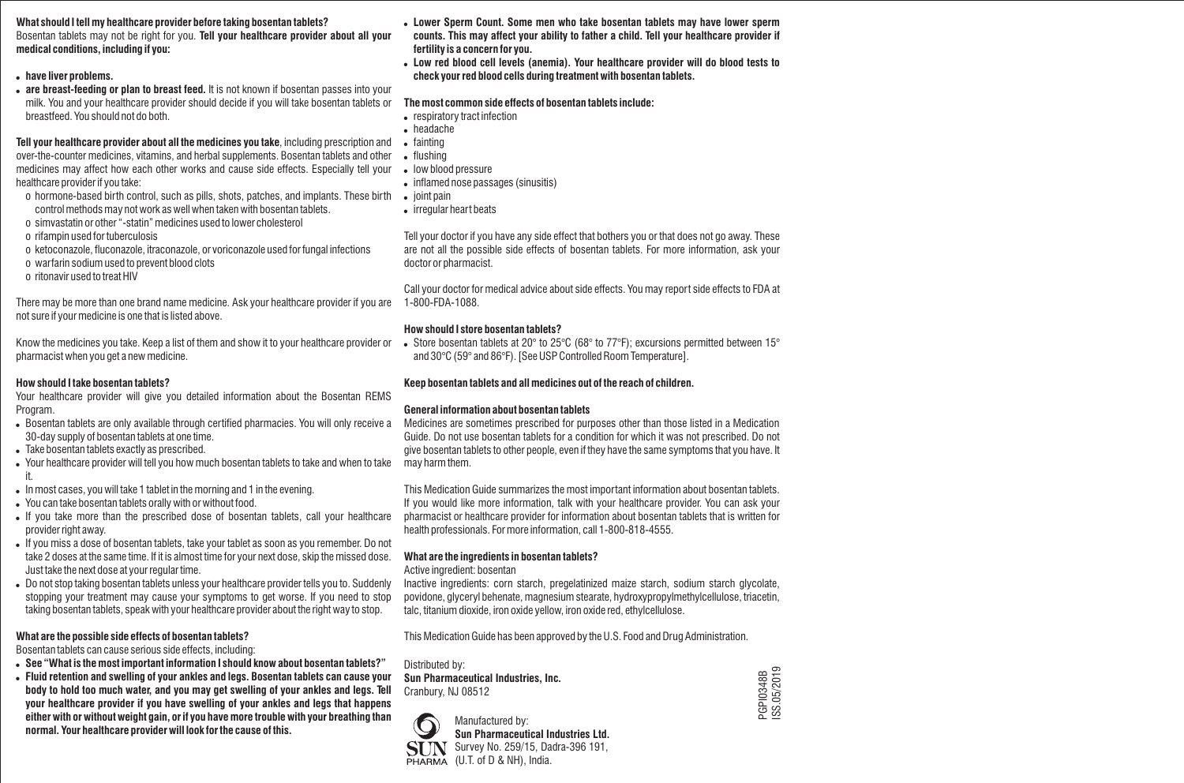**What should I tell my healthcare provider before taking bosentan tablets?**

Bosentan tablets may not be right for you. **Tell your healthcare provider about all your medical conditions, including if you:**

- **have liver problems.**
- **are breast-feeding or plan to breast feed.** It is not known if bosentan passes into your milk. You and your healthcare provider should decide if you will take bosentan tablets or breastfeed. You should not do both.

**Tell your healthcare provider about all the medicines you take**, including prescription and over-the-counter medicines, vitamins, and herbal supplements. Bosentan tablets and other medicines may affect how each other works and cause side effects. Especially tell your healthcare provider if you take:

- o hormone-based birth control, such as pills, shots, patches, and implants. These birth control methods may not work as well when taken with bosentan tablets.
- o simvastatin or other "-statin" medicines used to lower cholesterol
- o rifampin used for tuberculosis
- o ketoconazole, fluconazole, itraconazole, or voriconazole used for fungal infections
- o warfarin sodium used to prevent blood clots
- o ritonavir used to treat HIV

There may be more than one brand name medicine. Ask your healthcare provider if you are not sure if your medicine is one that is listed above.

Know the medicines you take. Keep a list of them and show it to your healthcare provider or pharmacist when you get a new medicine.

**How should I take bosentan tablets?**

Your healthcare provider will give you detailed information about the Bosentan REMS Program.

- Bosentan tablets are only available through certified pharmacies. You will only receive a 30-day supply of bosentan tablets at one time.
- Take bosentan tablets exactly as prescribed.
- Your healthcare provider will tell you how much bosentan tablets to take and when to take it.
- In most cases, you will take 1 tablet in the morning and 1 in the evening.
- You can take bosentan tablets orally with or without food.
- If you take more than the prescribed dose of bosentan tablets, call your healthcare provider right away.
- If you miss a dose of bosentan tablets, take your tablet as soon as you remember. Do not take 2 doses at the same time. If it is almost time for your next dose, skip the missed dose. Just take the next dose at your regular time.
- Do not stop taking bosentan tablets unless your healthcare provider tells you to. Suddenly stopping your treatment may cause your symptoms to get worse. If you need to stop taking bosentan tablets, speak with your healthcare provider about the right way to stop.

**What are the possible side effects of bosentan tablets?**

Bosentan tablets can cause serious side effects, including:

- **See "What is the most important information I should know about bosentan tablets?"**
- **Fluid retention and swelling of your ankles and legs. Bosentan tablets can cause your body to hold too much water, and you may get swelling of your ankles and legs. Tell your healthcare provider if you have swelling of your ankles and legs that happens either with or without weight gain, or if you have more trouble with your breathing than normal. Your healthcare provider will look for the cause of this.**
- **Lower Sperm Count. Some men who take bosentan tablets may have lower sperm counts. This may affect your ability to father a child. Tell your healthcare provider if fertility is a concern for you.**
- **Low red blood cell levels (anemia). Your healthcare provider will do blood tests to check your red blood cells during treatment with bosentan tablets.**

**The most common side effects of bosentan tablets include:**

- respiratory tract infection
- headache
- fainting
- flushing
- low blood pressure
- inflamed nose passages (sinusitis)
- joint pain
- irregular heart beats

Tell your doctor if you have any side effect that bothers you or that does not go away. These are not all the possible side effects of bosentan tablets. For more information, ask your doctor or pharmacist.

Call your doctor for medical advice about side effects. You may report side effects to FDA at 1-800-FDA-1088.

**How should I store bosentan tablets?**

- Store bosentan tablets at 20° to 25°C (68° to 77°F); excursions permitted between 15° and 30°C (59° and 86°F). [See USP Controlled Room Temperature].

**Keep bosentan tablets and all medicines out of the reach of children.**

**General information about bosentan tablets**

Medicines are sometimes prescribed for purposes other than those listed in a Medication Guide. Do not use bosentan tablets for a condition for which it was not prescribed. Do not give bosentan tablets to other people, even if they have the same symptoms that you have. It may harm them.

This Medication Guide summarizes the most important information about bosentan tablets. If you would like more information, talk with your healthcare provider. You can ask your pharmacist or healthcare provider for information about bosentan tablets that is written for health professionals. For more information, call 1-800-818-4555.

**What are the ingredients in bosentan tablets?**

Active ingredient: bosentan

Inactive ingredients: corn starch, pregelatinized maize starch, sodium starch glycolate, povidone, glyceryl behenate, magnesium stearate, hydroxypropylmethylcellulose, triacetin, talc, titanium dioxide, iron oxide yellow, iron oxide red, ethylcellulose.

This Medication Guide has been approved by the U.S. Food and Drug Administration.

Distributed by:
**Sun Pharmaceutical Industries, Inc.**
Cranbury, NJ 08512

Manufactured by:
**Sun Pharmaceutical Industries Ltd.**
Survey No. 259/15, Dadra-396 191,
(U.T. of D & NH), India.

PGPI0348B
ISS.05/2019